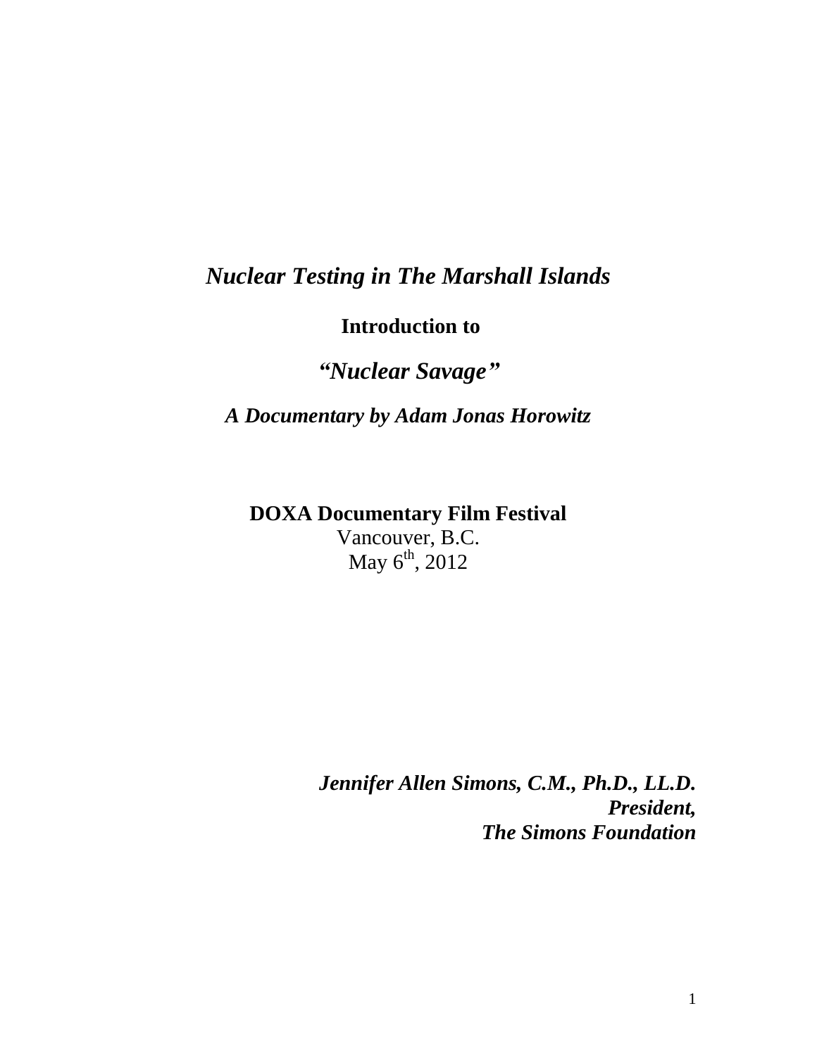# *Nuclear Testing in The Marshall Islands*

**Introduction to**

## *"Nuclear Savage"*

***A Documentary by Adam Jonas Horowitz***

**DOXA Documentary Film Festival**
Vancouver, B.C.
May 6th, 2012

***Jennifer Allen Simons, C.M., Ph.D., LL.D.***
***President,***
***The Simons Foundation***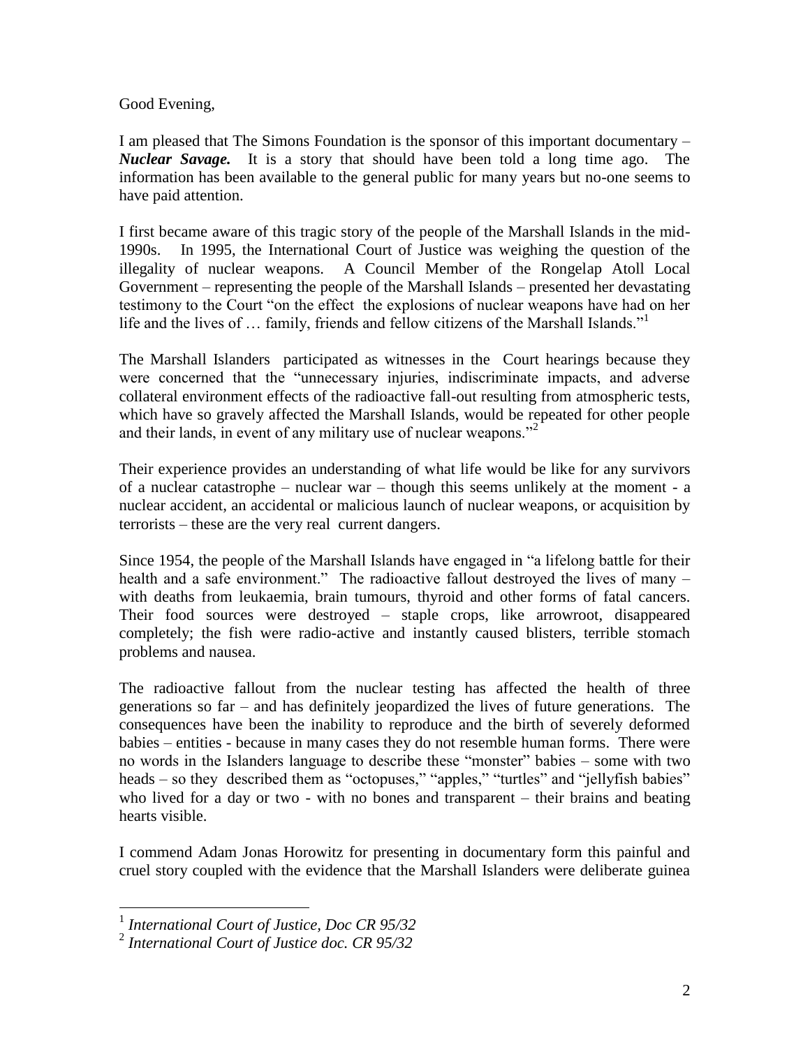Good Evening,

I am pleased that The Simons Foundation is the sponsor of this important documentary – ***Nuclear Savage.*** It is a story that should have been told a long time ago. The information has been available to the general public for many years but no-one seems to have paid attention.

I first became aware of this tragic story of the people of the Marshall Islands in the mid-1990s. In 1995, the International Court of Justice was weighing the question of the illegality of nuclear weapons. A Council Member of the Rongelap Atoll Local Government – representing the people of the Marshall Islands – presented her devastating testimony to the Court "on the effect the explosions of nuclear weapons have had on her life and the lives of … family, friends and fellow citizens of the Marshall Islands."[1]

The Marshall Islanders participated as witnesses in the Court hearings because they were concerned that the "unnecessary injuries, indiscriminate impacts, and adverse collateral environment effects of the radioactive fall-out resulting from atmospheric tests, which have so gravely affected the Marshall Islands, would be repeated for other people and their lands, in event of any military use of nuclear weapons."[2]

Their experience provides an understanding of what life would be like for any survivors of a nuclear catastrophe – nuclear war – though this seems unlikely at the moment - a nuclear accident, an accidental or malicious launch of nuclear weapons, or acquisition by terrorists – these are the very real current dangers.

Since 1954, the people of the Marshall Islands have engaged in "a lifelong battle for their health and a safe environment." The radioactive fallout destroyed the lives of many – with deaths from leukaemia, brain tumours, thyroid and other forms of fatal cancers. Their food sources were destroyed – staple crops, like arrowroot, disappeared completely; the fish were radio-active and instantly caused blisters, terrible stomach problems and nausea.

The radioactive fallout from the nuclear testing has affected the health of three generations so far – and has definitely jeopardized the lives of future generations. The consequences have been the inability to reproduce and the birth of severely deformed babies – entities - because in many cases they do not resemble human forms. There were no words in the Islanders language to describe these "monster" babies – some with two heads – so they described them as "octopuses," "apples," "turtles" and "jellyfish babies" who lived for a day or two - with no bones and transparent – their brains and beating hearts visible.

I commend Adam Jonas Horowitz for presenting in documentary form this painful and cruel story coupled with the evidence that the Marshall Islanders were deliberate guinea

---

[1] *International Court of Justice, Doc CR 95/32*

[2] *International Court of Justice doc. CR 95/32*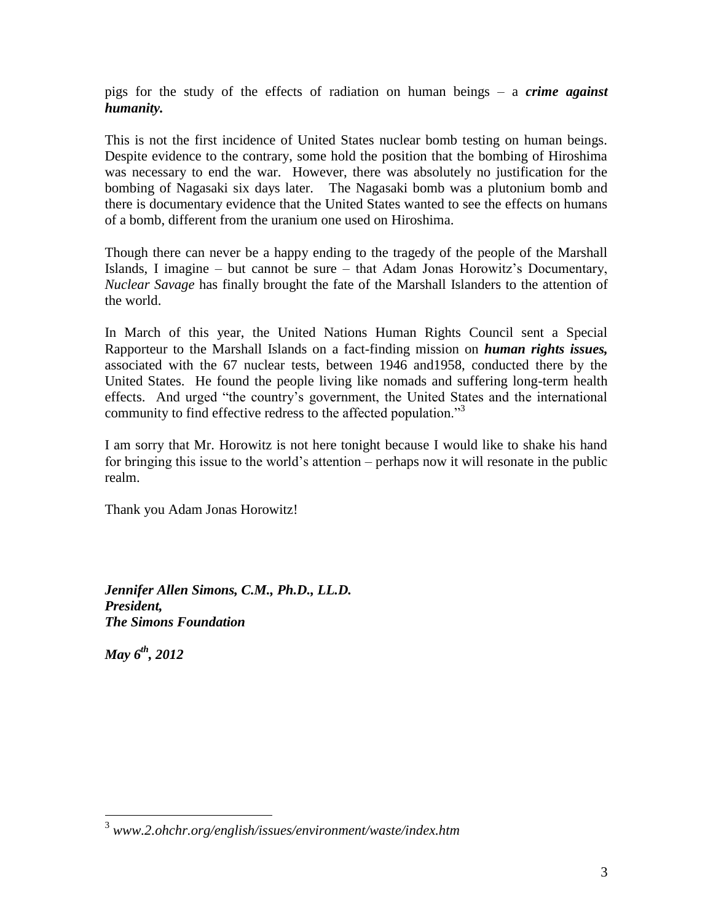pigs for the study of the effects of radiation on human beings – a ***crime against humanity.***

This is not the first incidence of United States nuclear bomb testing on human beings. Despite evidence to the contrary, some hold the position that the bombing of Hiroshima was necessary to end the war. However, there was absolutely no justification for the bombing of Nagasaki six days later. The Nagasaki bomb was a plutonium bomb and there is documentary evidence that the United States wanted to see the effects on humans of a bomb, different from the uranium one used on Hiroshima.

Though there can never be a happy ending to the tragedy of the people of the Marshall Islands, I imagine – but cannot be sure – that Adam Jonas Horowitz's Documentary, *Nuclear Savage* has finally brought the fate of the Marshall Islanders to the attention of the world.

In March of this year, the United Nations Human Rights Council sent a Special Rapporteur to the Marshall Islands on a fact-finding mission on ***human rights issues,*** associated with the 67 nuclear tests, between 1946 and1958, conducted there by the United States. He found the people living like nomads and suffering long-term health effects. And urged "the country's government, the United States and the international community to find effective redress to the affected population."[3]

I am sorry that Mr. Horowitz is not here tonight because I would like to shake his hand for bringing this issue to the world's attention – perhaps now it will resonate in the public realm.

Thank you Adam Jonas Horowitz!

***Jennifer Allen Simons, C.M., Ph.D., LL.D.***
***President,***
***The Simons Foundation***

***May 6th, 2012***

---

[3] *www.2.ohchr.org/english/issues/environment/waste/index.htm*